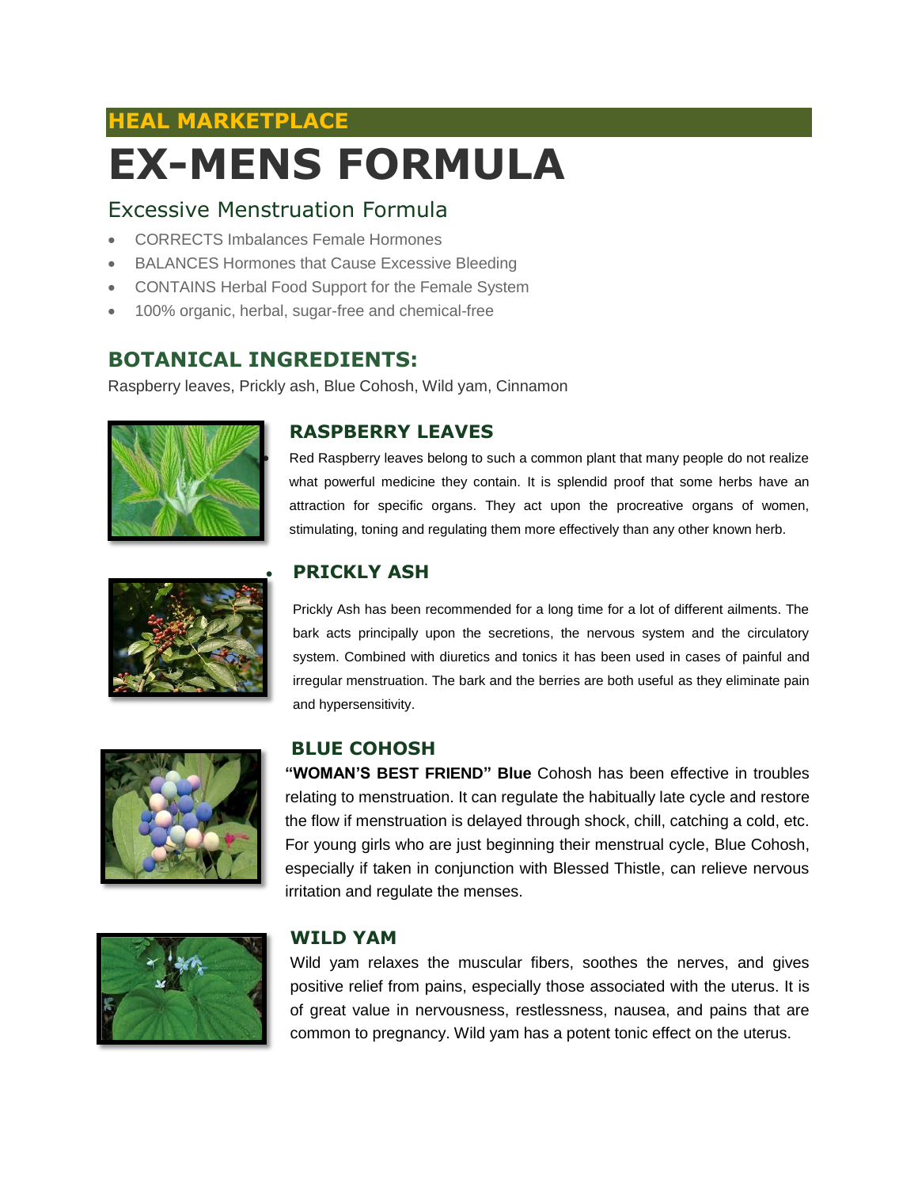## HEAL MARKETPLACE

# EX-MENS FORMULA

## Excessive Menstruation Formula

- CORRECTS Imbalances Female Hormones
- BALANCES Hormones that Cause Excessive Bleeding
- CONTAINS Herbal Food Support for the Female System
- 100% organic, herbal, sugar-free and chemical-free

## BOTANICAL INGREDIENTS:

Raspberry leaves, Prickly ash, Blue Cohosh, Wild yam, Cinnamon

### RASPBERRY LEAVES

Red Raspberry leaves belong to such a common plant that many people do not realize what powerful medicine they contain. It is splendid proof that some herbs have an attraction for specific organs. They act upon the procreative organs of women, stimulating, toning and regulating them more effectively than any other known herb.

### PRICKLY ASH

Prickly Ash has been recommended for a long time for a lot of different ailments. The bark acts principally upon the secretions, the nervous system and the circulatory system. Combined with diuretics and tonics it has been used in cases of painful and irregular menstruation. The bark and the berries are both useful as they eliminate pain and hypersensitivity.

### BLUE COHOSH

**"WOMAN'S BEST FRIEND" Blue** Cohosh has been effective in troubles relating to menstruation. It can regulate the habitually late cycle and restore the flow if menstruation is delayed through shock, chill, catching a cold, etc. For young girls who are just beginning their menstrual cycle, Blue Cohosh, especially if taken in conjunction with Blessed Thistle, can relieve nervous irritation and regulate the menses.

### WILD YAM

Wild yam relaxes the muscular fibers, soothes the nerves, and gives positive relief from pains, especially those associated with the uterus. It is of great value in nervousness, restlessness, nausea, and pains that are common to pregnancy. Wild yam has a potent tonic effect on the uterus.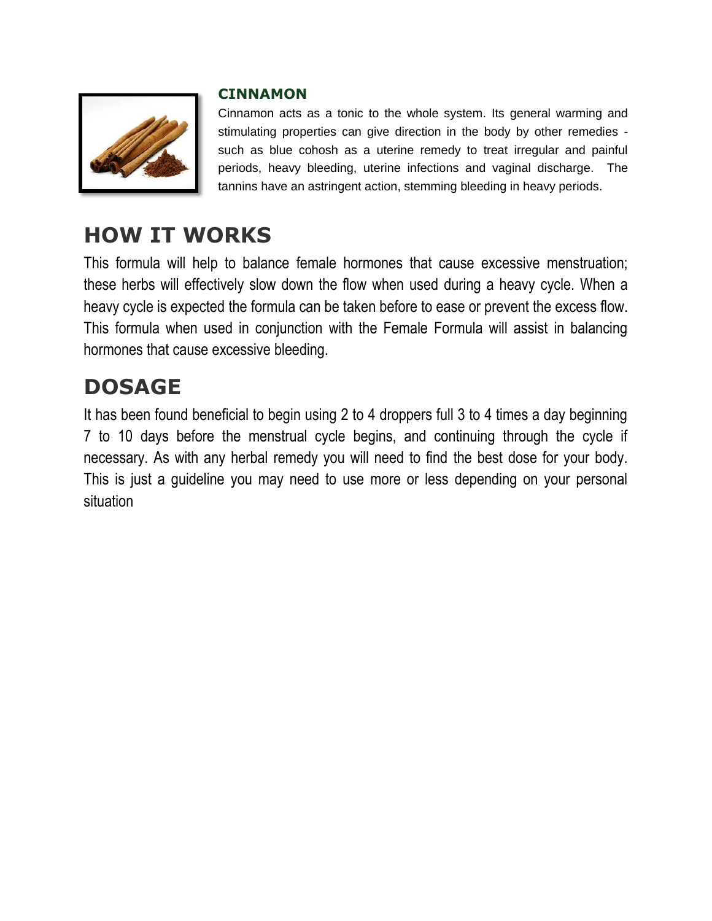### CINNAMON

Cinnamon acts as a tonic to the whole system. Its general warming and stimulating properties can give direction in the body by other remedies - such as blue cohosh as a uterine remedy to treat irregular and painful periods, heavy bleeding, uterine infections and vaginal discharge. The tannins have an astringent action, stemming bleeding in heavy periods.

## HOW IT WORKS

This formula will help to balance female hormones that cause excessive menstruation; these herbs will effectively slow down the flow when used during a heavy cycle. When a heavy cycle is expected the formula can be taken before to ease or prevent the excess flow. This formula when used in conjunction with the Female Formula will assist in balancing hormones that cause excessive bleeding.

## DOSAGE

It has been found beneficial to begin using 2 to 4 droppers full 3 to 4 times a day beginning 7 to 10 days before the menstrual cycle begins, and continuing through the cycle if necessary. As with any herbal remedy you will need to find the best dose for your body. This is just a guideline you may need to use more or less depending on your personal situation